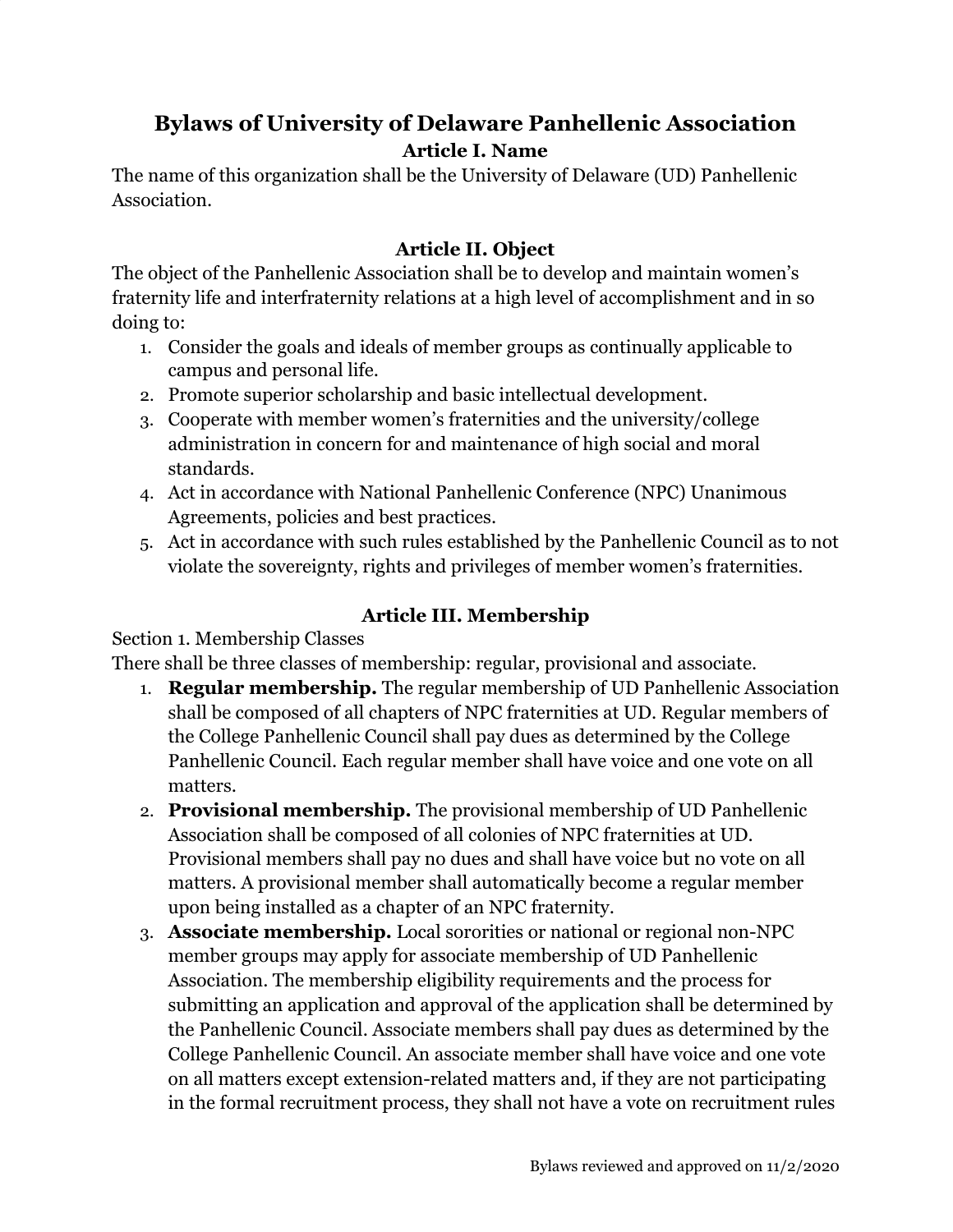# Bylaws of University of Delaware Panhellenic Association

## Article I. Name

The name of this organization shall be the University of Delaware (UD) Panhellenic Association.

## Article II. Object

The object of the Panhellenic Association shall be to develop and maintain women's fraternity life and interfraternity relations at a high level of accomplishment and in so doing to:

1. Consider the goals and ideals of member groups as continually applicable to campus and personal life.
2. Promote superior scholarship and basic intellectual development.
3. Cooperate with member women's fraternities and the university/college administration in concern for and maintenance of high social and moral standards.
4. Act in accordance with National Panhellenic Conference (NPC) Unanimous Agreements, policies and best practices.
5. Act in accordance with such rules established by the Panhellenic Council as to not violate the sovereignty, rights and privileges of member women's fraternities.

## Article III. Membership

Section 1. Membership Classes

There shall be three classes of membership: regular, provisional and associate.

1. **Regular membership.** The regular membership of UD Panhellenic Association shall be composed of all chapters of NPC fraternities at UD. Regular members of the College Panhellenic Council shall pay dues as determined by the College Panhellenic Council. Each regular member shall have voice and one vote on all matters.
2. **Provisional membership.** The provisional membership of UD Panhellenic Association shall be composed of all colonies of NPC fraternities at UD. Provisional members shall pay no dues and shall have voice but no vote on all matters. A provisional member shall automatically become a regular member upon being installed as a chapter of an NPC fraternity.
3. **Associate membership.** Local sororities or national or regional non-NPC member groups may apply for associate membership of UD Panhellenic Association. The membership eligibility requirements and the process for submitting an application and approval of the application shall be determined by the Panhellenic Council. Associate members shall pay dues as determined by the College Panhellenic Council. An associate member shall have voice and one vote on all matters except extension-related matters and, if they are not participating in the formal recruitment process, they shall not have a vote on recruitment rules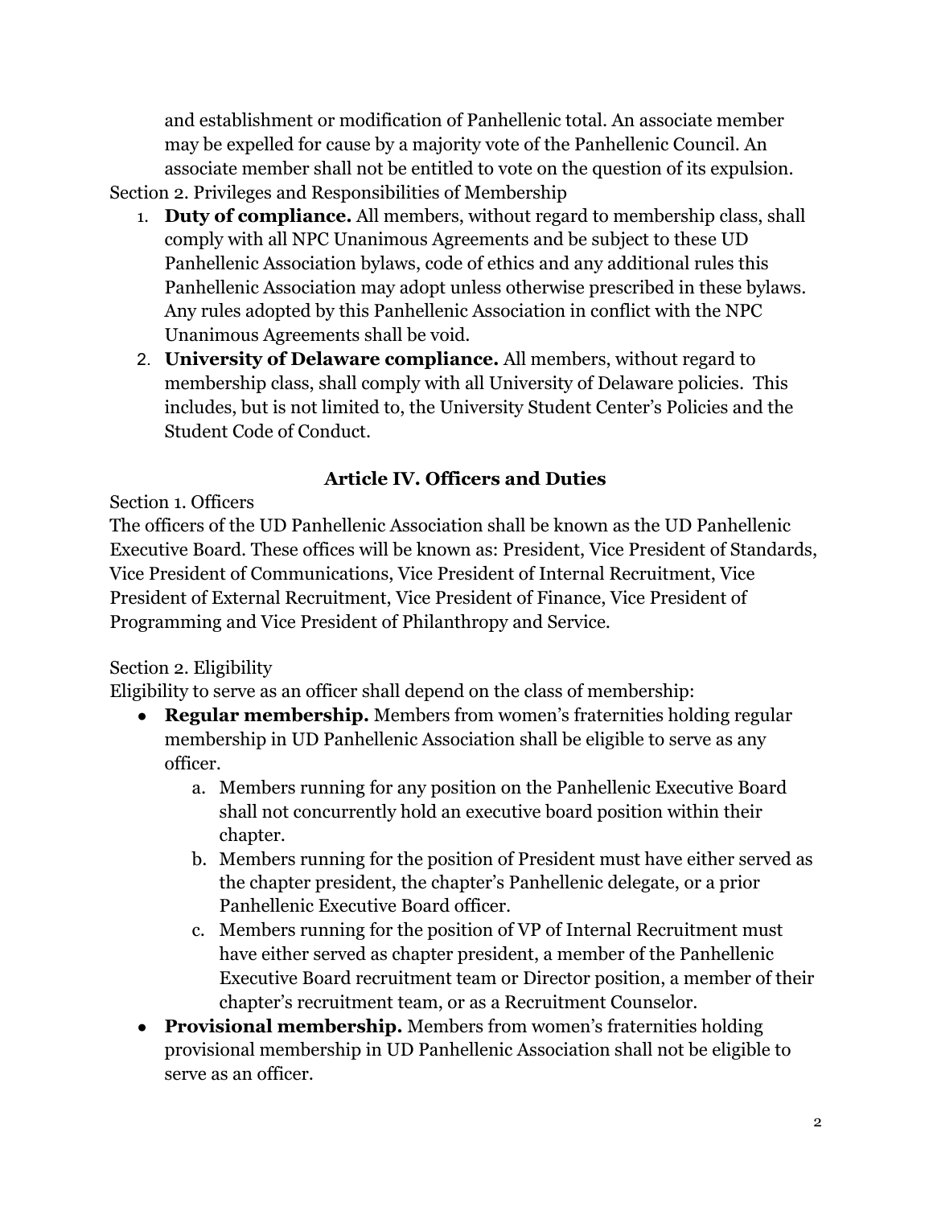and establishment or modification of Panhellenic total. An associate member may be expelled for cause by a majority vote of the Panhellenic Council. An associate member shall not be entitled to vote on the question of its expulsion.

Section 2. Privileges and Responsibilities of Membership

1. **Duty of compliance.** All members, without regard to membership class, shall comply with all NPC Unanimous Agreements and be subject to these UD Panhellenic Association bylaws, code of ethics and any additional rules this Panhellenic Association may adopt unless otherwise prescribed in these bylaws. Any rules adopted by this Panhellenic Association in conflict with the NPC Unanimous Agreements shall be void.
2. **University of Delaware compliance.** All members, without regard to membership class, shall comply with all University of Delaware policies. This includes, but is not limited to, the University Student Center's Policies and the Student Code of Conduct.

## Article IV. Officers and Duties

Section 1. Officers

The officers of the UD Panhellenic Association shall be known as the UD Panhellenic Executive Board. These offices will be known as: President, Vice President of Standards, Vice President of Communications, Vice President of Internal Recruitment, Vice President of External Recruitment, Vice President of Finance, Vice President of Programming and Vice President of Philanthropy and Service.

Section 2. Eligibility

Eligibility to serve as an officer shall depend on the class of membership:

- **Regular membership.** Members from women's fraternities holding regular membership in UD Panhellenic Association shall be eligible to serve as any officer.
    a. Members running for any position on the Panhellenic Executive Board shall not concurrently hold an executive board position within their chapter.
    b. Members running for the position of President must have either served as the chapter president, the chapter's Panhellenic delegate, or a prior Panhellenic Executive Board officer.
    c. Members running for the position of VP of Internal Recruitment must have either served as chapter president, a member of the Panhellenic Executive Board recruitment team or Director position, a member of their chapter's recruitment team, or as a Recruitment Counselor.
- **Provisional membership.** Members from women's fraternities holding provisional membership in UD Panhellenic Association shall not be eligible to serve as an officer.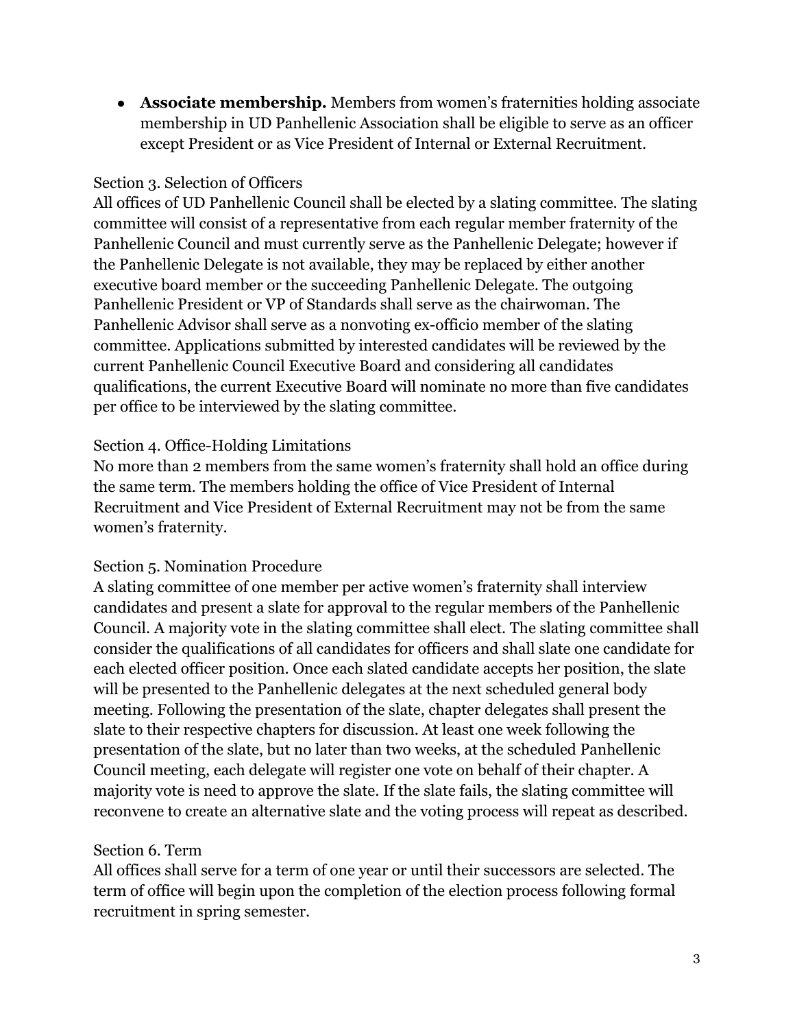- **Associate membership.** Members from women's fraternities holding associate membership in UD Panhellenic Association shall be eligible to serve as an officer except President or as Vice President of Internal or External Recruitment.

Section 3. Selection of Officers

All offices of UD Panhellenic Council shall be elected by a slating committee. The slating committee will consist of a representative from each regular member fraternity of the Panhellenic Council and must currently serve as the Panhellenic Delegate; however if the Panhellenic Delegate is not available, they may be replaced by either another executive board member or the succeeding Panhellenic Delegate. The outgoing Panhellenic President or VP of Standards shall serve as the chairwoman. The Panhellenic Advisor shall serve as a nonvoting ex-officio member of the slating committee. Applications submitted by interested candidates will be reviewed by the current Panhellenic Council Executive Board and considering all candidates qualifications, the current Executive Board will nominate no more than five candidates per office to be interviewed by the slating committee.

Section 4. Office-Holding Limitations

No more than 2 members from the same women's fraternity shall hold an office during the same term. The members holding the office of Vice President of Internal Recruitment and Vice President of External Recruitment may not be from the same women's fraternity.

Section 5. Nomination Procedure

A slating committee of one member per active women's fraternity shall interview candidates and present a slate for approval to the regular members of the Panhellenic Council. A majority vote in the slating committee shall elect. The slating committee shall consider the qualifications of all candidates for officers and shall slate one candidate for each elected officer position. Once each slated candidate accepts her position, the slate will be presented to the Panhellenic delegates at the next scheduled general body meeting. Following the presentation of the slate, chapter delegates shall present the slate to their respective chapters for discussion. At least one week following the presentation of the slate, but no later than two weeks, at the scheduled Panhellenic Council meeting, each delegate will register one vote on behalf of their chapter. A majority vote is need to approve the slate. If the slate fails, the slating committee will reconvene to create an alternative slate and the voting process will repeat as described.

Section 6. Term

All offices shall serve for a term of one year or until their successors are selected. The term of office will begin upon the completion of the election process following formal recruitment in spring semester.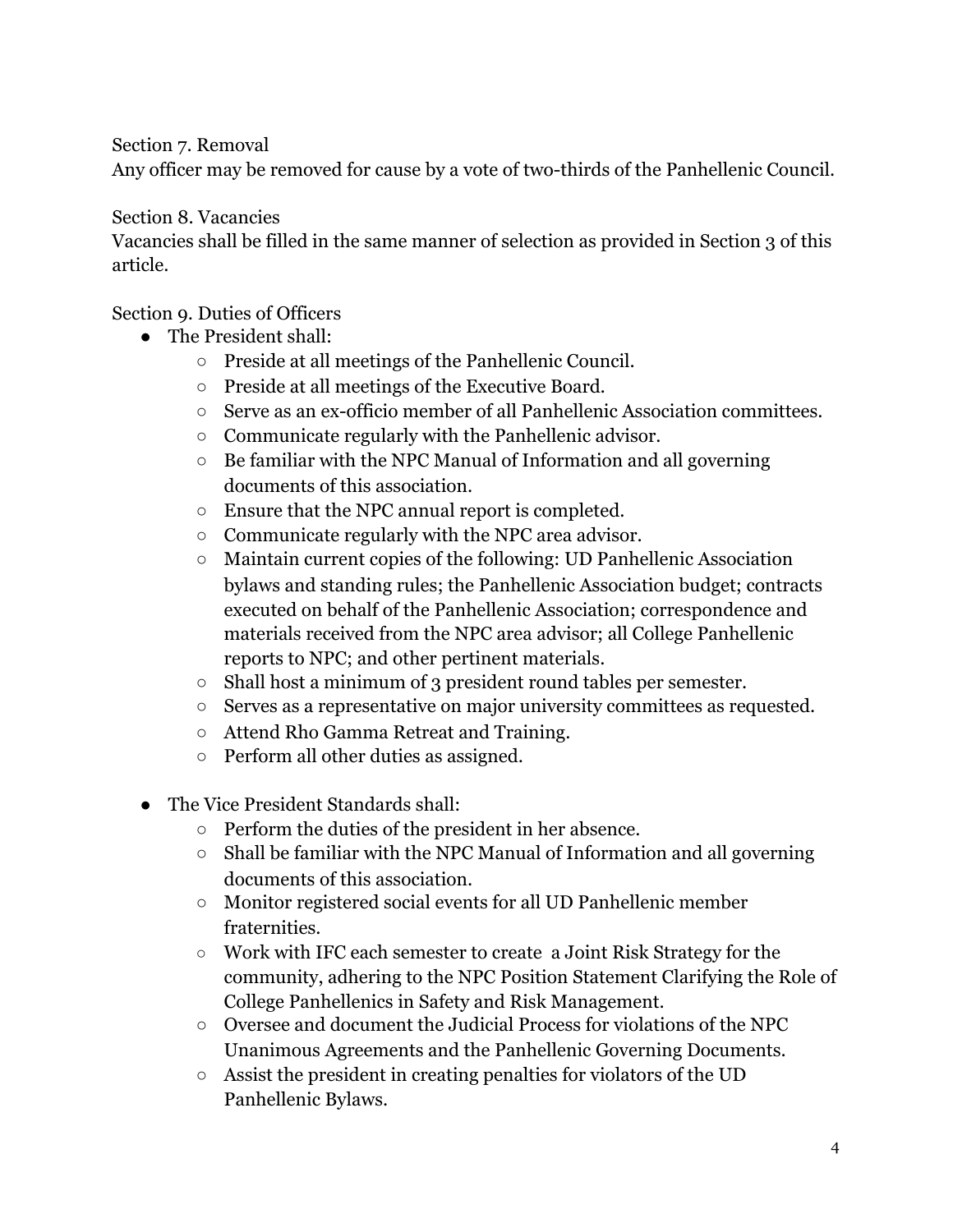Section 7. Removal
Any officer may be removed for cause by a vote of two-thirds of the Panhellenic Council.

Section 8. Vacancies
Vacancies shall be filled in the same manner of selection as provided in Section 3 of this article.

Section 9. Duties of Officers

- The President shall:
    - Preside at all meetings of the Panhellenic Council.
    - Preside at all meetings of the Executive Board.
    - Serve as an ex-officio member of all Panhellenic Association committees.
    - Communicate regularly with the Panhellenic advisor.
    - Be familiar with the NPC Manual of Information and all governing documents of this association.
    - Ensure that the NPC annual report is completed.
    - Communicate regularly with the NPC area advisor.
    - Maintain current copies of the following: UD Panhellenic Association bylaws and standing rules; the Panhellenic Association budget; contracts executed on behalf of the Panhellenic Association; correspondence and materials received from the NPC area advisor; all College Panhellenic reports to NPC; and other pertinent materials.
    - Shall host a minimum of 3 president round tables per semester.
    - Serves as a representative on major university committees as requested.
    - Attend Rho Gamma Retreat and Training.
    - Perform all other duties as assigned.

- The Vice President Standards shall:
    - Perform the duties of the president in her absence.
    - Shall be familiar with the NPC Manual of Information and all governing documents of this association.
    - Monitor registered social events for all UD Panhellenic member fraternities.
    - Work with IFC each semester to create a Joint Risk Strategy for the community, adhering to the NPC Position Statement Clarifying the Role of College Panhellenics in Safety and Risk Management.
    - Oversee and document the Judicial Process for violations of the NPC Unanimous Agreements and the Panhellenic Governing Documents.
    - Assist the president in creating penalties for violators of the UD Panhellenic Bylaws.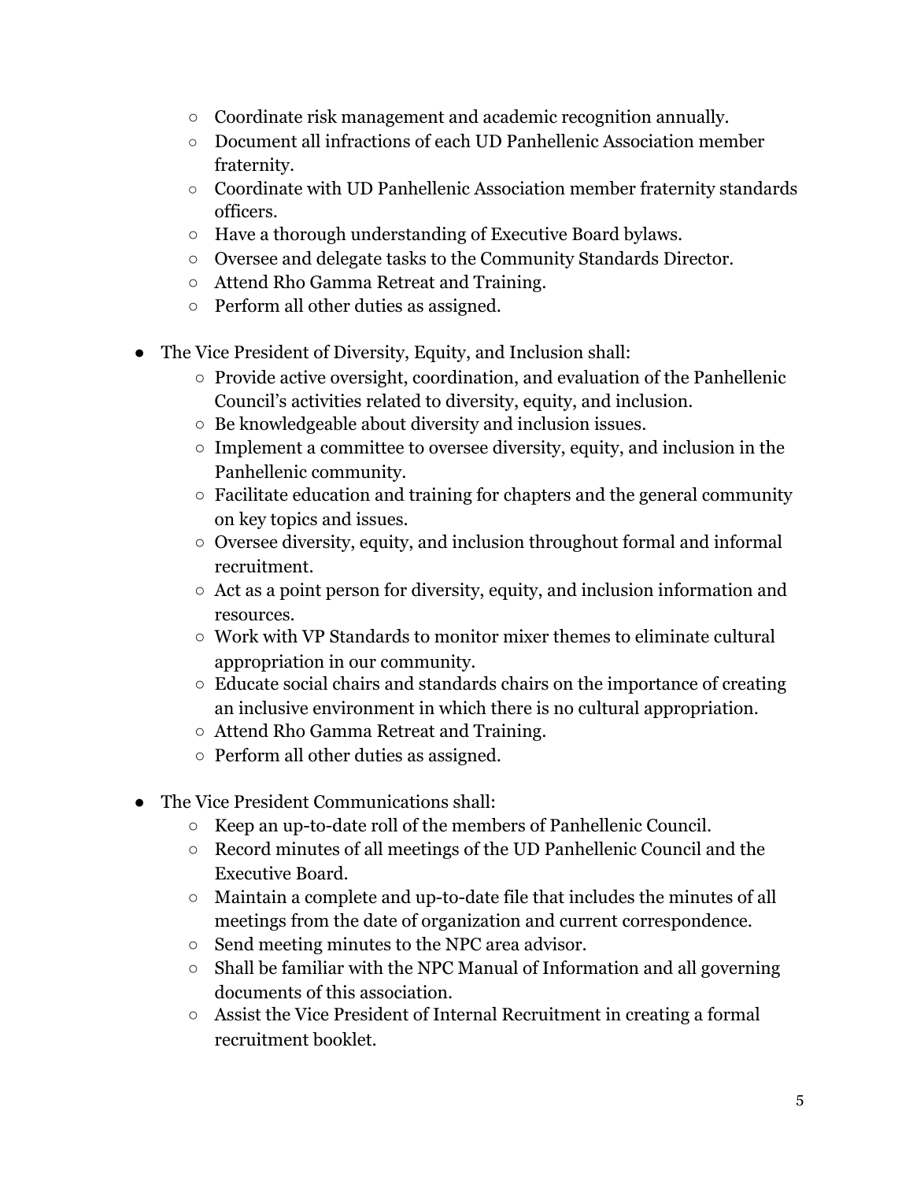- Coordinate risk management and academic recognition annually.
  - Document all infractions of each UD Panhellenic Association member fraternity.
  - Coordinate with UD Panhellenic Association member fraternity standards officers.
  - Have a thorough understanding of Executive Board bylaws.
  - Oversee and delegate tasks to the Community Standards Director.
  - Attend Rho Gamma Retreat and Training.
  - Perform all other duties as assigned.

- The Vice President of Diversity, Equity, and Inclusion shall:
  - Provide active oversight, coordination, and evaluation of the Panhellenic Council's activities related to diversity, equity, and inclusion.
  - Be knowledgeable about diversity and inclusion issues.
  - Implement a committee to oversee diversity, equity, and inclusion in the Panhellenic community.
  - Facilitate education and training for chapters and the general community on key topics and issues.
  - Oversee diversity, equity, and inclusion throughout formal and informal recruitment.
  - Act as a point person for diversity, equity, and inclusion information and resources.
  - Work with VP Standards to monitor mixer themes to eliminate cultural appropriation in our community.
  - Educate social chairs and standards chairs on the importance of creating an inclusive environment in which there is no cultural appropriation.
  - Attend Rho Gamma Retreat and Training.
  - Perform all other duties as assigned.

- The Vice President Communications shall:
  - Keep an up-to-date roll of the members of Panhellenic Council.
  - Record minutes of all meetings of the UD Panhellenic Council and the Executive Board.
  - Maintain a complete and up-to-date file that includes the minutes of all meetings from the date of organization and current correspondence.
  - Send meeting minutes to the NPC area advisor.
  - Shall be familiar with the NPC Manual of Information and all governing documents of this association.
  - Assist the Vice President of Internal Recruitment in creating a formal recruitment booklet.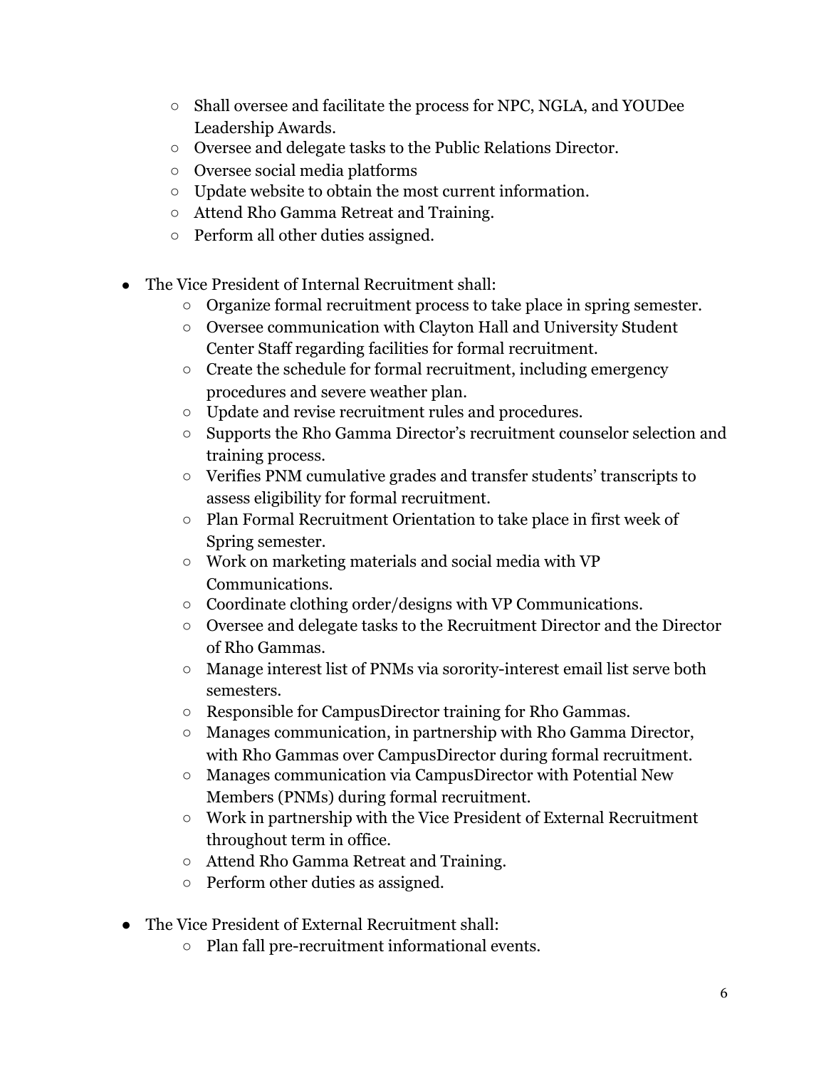- Shall oversee and facilitate the process for NPC, NGLA, and YOUDee Leadership Awards.
  - Oversee and delegate tasks to the Public Relations Director.
  - Oversee social media platforms
  - Update website to obtain the most current information.
  - Attend Rho Gamma Retreat and Training.
  - Perform all other duties assigned.

- The Vice President of Internal Recruitment shall:
  - Organize formal recruitment process to take place in spring semester.
  - Oversee communication with Clayton Hall and University Student Center Staff regarding facilities for formal recruitment.
  - Create the schedule for formal recruitment, including emergency procedures and severe weather plan.
  - Update and revise recruitment rules and procedures.
  - Supports the Rho Gamma Director's recruitment counselor selection and training process.
  - Verifies PNM cumulative grades and transfer students' transcripts to assess eligibility for formal recruitment.
  - Plan Formal Recruitment Orientation to take place in first week of Spring semester.
  - Work on marketing materials and social media with VP Communications.
  - Coordinate clothing order/designs with VP Communications.
  - Oversee and delegate tasks to the Recruitment Director and the Director of Rho Gammas.
  - Manage interest list of PNMs via sorority-interest email list serve both semesters.
  - Responsible for CampusDirector training for Rho Gammas.
  - Manages communication, in partnership with Rho Gamma Director, with Rho Gammas over CampusDirector during formal recruitment.
  - Manages communication via CampusDirector with Potential New Members (PNMs) during formal recruitment.
  - Work in partnership with the Vice President of External Recruitment throughout term in office.
  - Attend Rho Gamma Retreat and Training.
  - Perform other duties as assigned.

- The Vice President of External Recruitment shall:
  - Plan fall pre-recruitment informational events.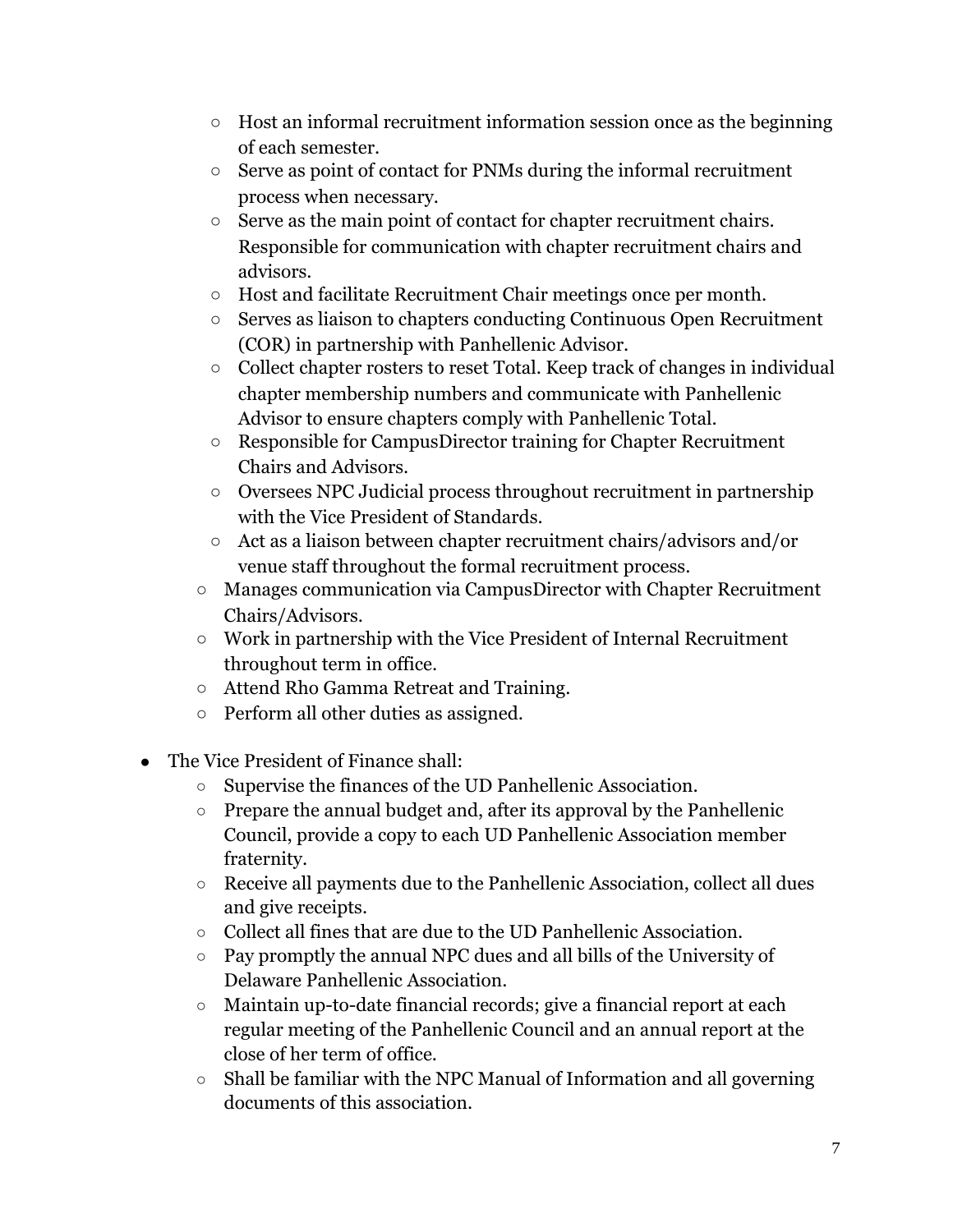- Host an informal recruitment information session once as the beginning of each semester.
  - Serve as point of contact for PNMs during the informal recruitment process when necessary.
  - Serve as the main point of contact for chapter recruitment chairs. Responsible for communication with chapter recruitment chairs and advisors.
  - Host and facilitate Recruitment Chair meetings once per month.
  - Serves as liaison to chapters conducting Continuous Open Recruitment (COR) in partnership with Panhellenic Advisor.
  - Collect chapter rosters to reset Total. Keep track of changes in individual chapter membership numbers and communicate with Panhellenic Advisor to ensure chapters comply with Panhellenic Total.
  - Responsible for CampusDirector training for Chapter Recruitment Chairs and Advisors.
  - Oversees NPC Judicial process throughout recruitment in partnership with the Vice President of Standards.
  - Act as a liaison between chapter recruitment chairs/advisors and/or venue staff throughout the formal recruitment process.
- Manages communication via CampusDirector with Chapter Recruitment Chairs/Advisors.
- Work in partnership with the Vice President of Internal Recruitment throughout term in office.
- Attend Rho Gamma Retreat and Training.
- Perform all other duties as assigned.

- The Vice President of Finance shall:
  - Supervise the finances of the UD Panhellenic Association.
  - Prepare the annual budget and, after its approval by the Panhellenic Council, provide a copy to each UD Panhellenic Association member fraternity.
  - Receive all payments due to the Panhellenic Association, collect all dues and give receipts.
  - Collect all fines that are due to the UD Panhellenic Association.
  - Pay promptly the annual NPC dues and all bills of the University of Delaware Panhellenic Association.
  - Maintain up-to-date financial records; give a financial report at each regular meeting of the Panhellenic Council and an annual report at the close of her term of office.
  - Shall be familiar with the NPC Manual of Information and all governing documents of this association.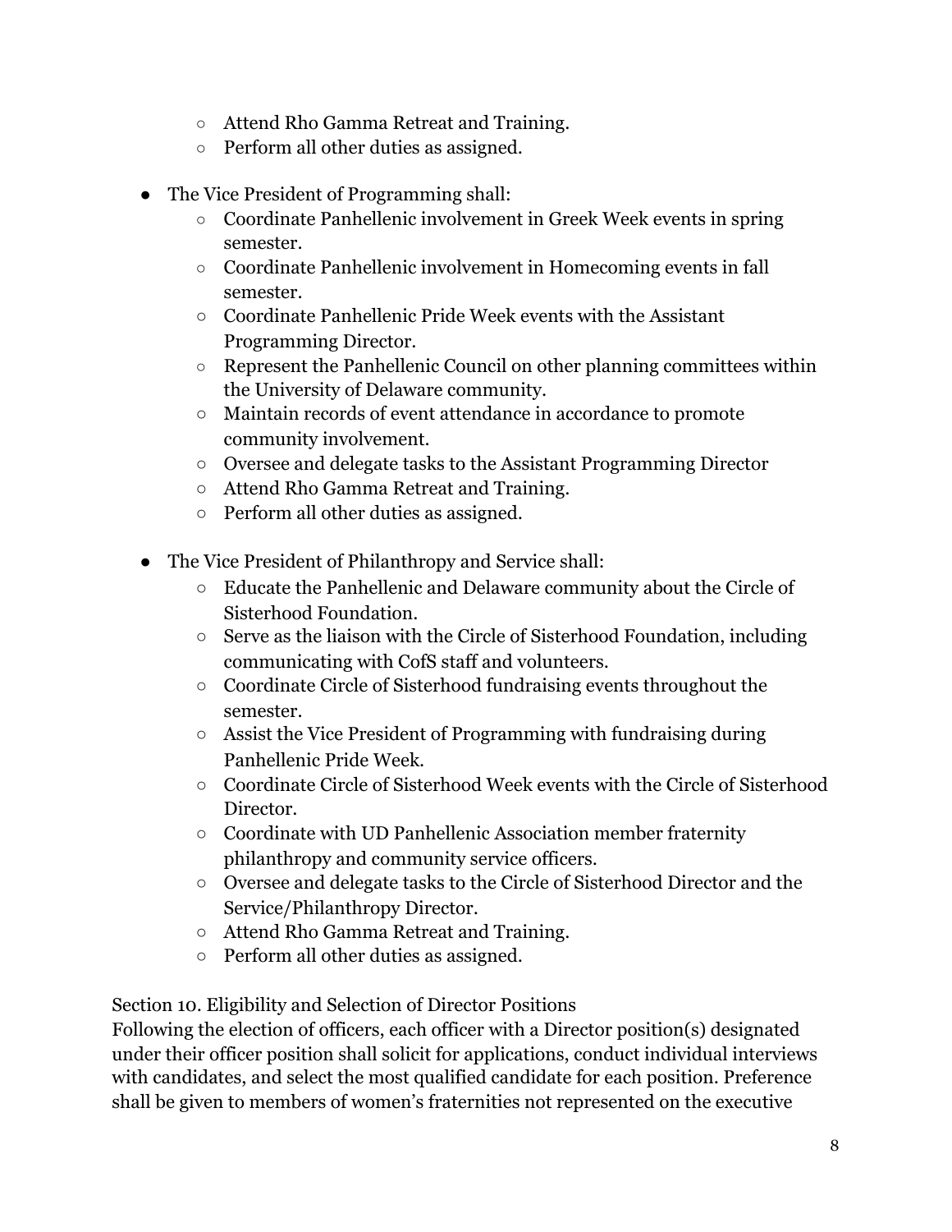- Attend Rho Gamma Retreat and Training.
  - Perform all other duties as assigned.

- The Vice President of Programming shall:
  - Coordinate Panhellenic involvement in Greek Week events in spring semester.
  - Coordinate Panhellenic involvement in Homecoming events in fall semester.
  - Coordinate Panhellenic Pride Week events with the Assistant Programming Director.
  - Represent the Panhellenic Council on other planning committees within the University of Delaware community.
  - Maintain records of event attendance in accordance to promote community involvement.
  - Oversee and delegate tasks to the Assistant Programming Director
  - Attend Rho Gamma Retreat and Training.
  - Perform all other duties as assigned.

- The Vice President of Philanthropy and Service shall:
  - Educate the Panhellenic and Delaware community about the Circle of Sisterhood Foundation.
  - Serve as the liaison with the Circle of Sisterhood Foundation, including communicating with CofS staff and volunteers.
  - Coordinate Circle of Sisterhood fundraising events throughout the semester.
  - Assist the Vice President of Programming with fundraising during Panhellenic Pride Week.
  - Coordinate Circle of Sisterhood Week events with the Circle of Sisterhood Director.
  - Coordinate with UD Panhellenic Association member fraternity philanthropy and community service officers.
  - Oversee and delegate tasks to the Circle of Sisterhood Director and the Service/Philanthropy Director.
  - Attend Rho Gamma Retreat and Training.
  - Perform all other duties as assigned.

Section 10. Eligibility and Selection of Director Positions

Following the election of officers, each officer with a Director position(s) designated under their officer position shall solicit for applications, conduct individual interviews with candidates, and select the most qualified candidate for each position. Preference shall be given to members of women's fraternities not represented on the executive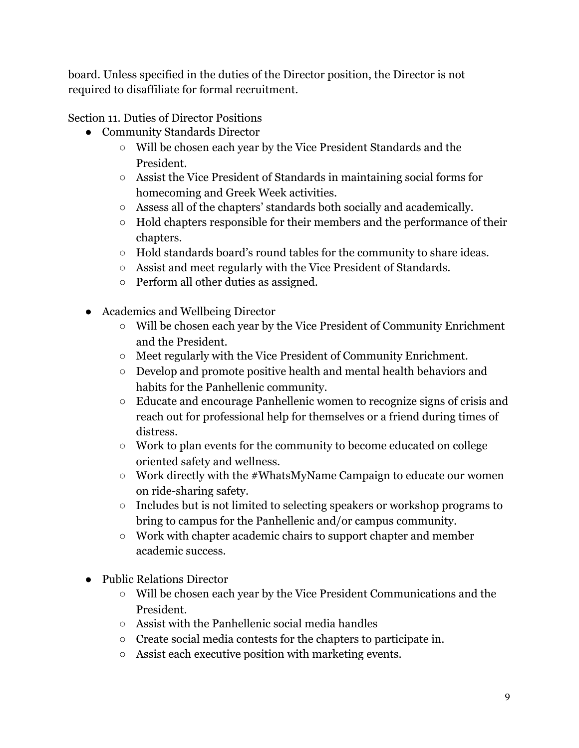board. Unless specified in the duties of the Director position, the Director is not required to disaffiliate for formal recruitment.

Section 11. Duties of Director Positions

- Community Standards Director
    - Will be chosen each year by the Vice President Standards and the President.
    - Assist the Vice President of Standards in maintaining social forms for homecoming and Greek Week activities.
    - Assess all of the chapters' standards both socially and academically.
    - Hold chapters responsible for their members and the performance of their chapters.
    - Hold standards board's round tables for the community to share ideas.
    - Assist and meet regularly with the Vice President of Standards.
    - Perform all other duties as assigned.

- Academics and Wellbeing Director
    - Will be chosen each year by the Vice President of Community Enrichment and the President.
    - Meet regularly with the Vice President of Community Enrichment.
    - Develop and promote positive health and mental health behaviors and habits for the Panhellenic community.
    - Educate and encourage Panhellenic women to recognize signs of crisis and reach out for professional help for themselves or a friend during times of distress.
    - Work to plan events for the community to become educated on college oriented safety and wellness.
    - Work directly with the #WhatsMyName Campaign to educate our women on ride-sharing safety.
    - Includes but is not limited to selecting speakers or workshop programs to bring to campus for the Panhellenic and/or campus community.
    - Work with chapter academic chairs to support chapter and member academic success.

- Public Relations Director
    - Will be chosen each year by the Vice President Communications and the President.
    - Assist with the Panhellenic social media handles
    - Create social media contests for the chapters to participate in.
    - Assist each executive position with marketing events.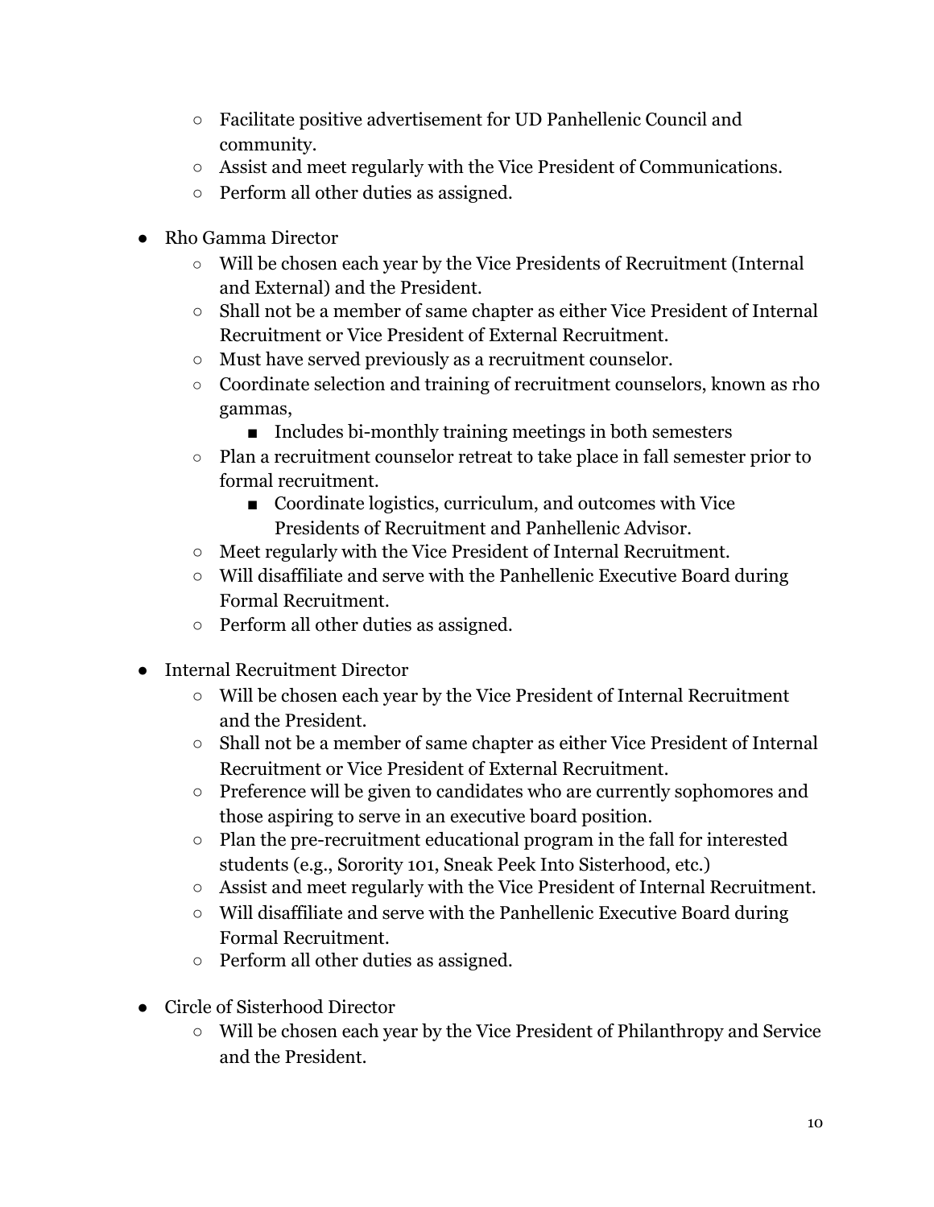- Facilitate positive advertisement for UD Panhellenic Council and community.
    - Assist and meet regularly with the Vice President of Communications.
    - Perform all other duties as assigned.

- Rho Gamma Director
    - Will be chosen each year by the Vice Presidents of Recruitment (Internal and External) and the President.
    - Shall not be a member of same chapter as either Vice President of Internal Recruitment or Vice President of External Recruitment.
    - Must have served previously as a recruitment counselor.
    - Coordinate selection and training of recruitment counselors, known as rho gammas,
        - Includes bi-monthly training meetings in both semesters
    - Plan a recruitment counselor retreat to take place in fall semester prior to formal recruitment.
        - Coordinate logistics, curriculum, and outcomes with Vice Presidents of Recruitment and Panhellenic Advisor.
    - Meet regularly with the Vice President of Internal Recruitment.
    - Will disaffiliate and serve with the Panhellenic Executive Board during Formal Recruitment.
    - Perform all other duties as assigned.

- Internal Recruitment Director
    - Will be chosen each year by the Vice President of Internal Recruitment and the President.
    - Shall not be a member of same chapter as either Vice President of Internal Recruitment or Vice President of External Recruitment.
    - Preference will be given to candidates who are currently sophomores and those aspiring to serve in an executive board position.
    - Plan the pre-recruitment educational program in the fall for interested students (e.g., Sorority 101, Sneak Peek Into Sisterhood, etc.)
    - Assist and meet regularly with the Vice President of Internal Recruitment.
    - Will disaffiliate and serve with the Panhellenic Executive Board during Formal Recruitment.
    - Perform all other duties as assigned.

- Circle of Sisterhood Director
    - Will be chosen each year by the Vice President of Philanthropy and Service and the President.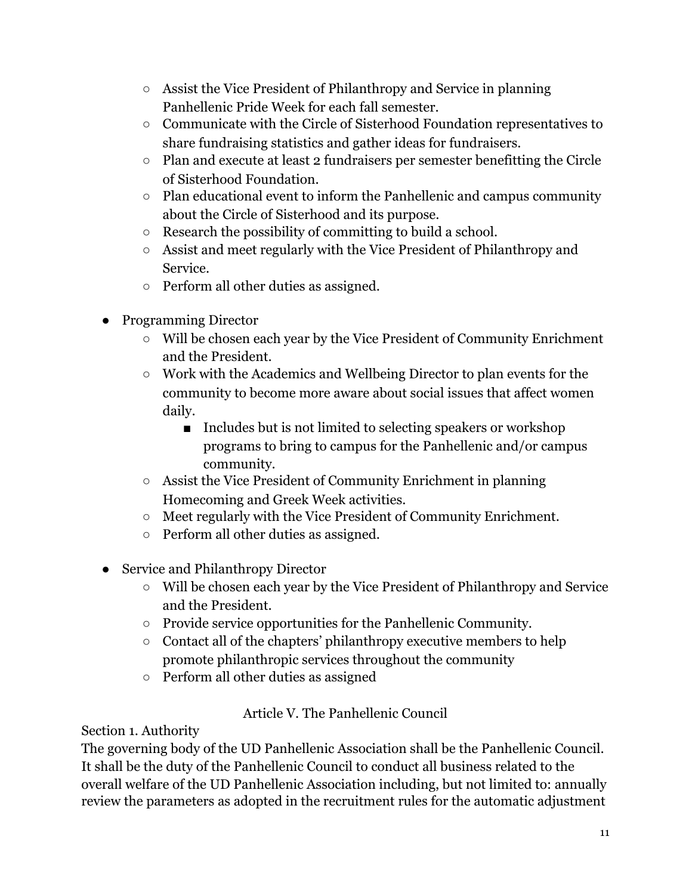- Assist the Vice President of Philanthropy and Service in planning Panhellenic Pride Week for each fall semester.
  - Communicate with the Circle of Sisterhood Foundation representatives to share fundraising statistics and gather ideas for fundraisers.
  - Plan and execute at least 2 fundraisers per semester benefitting the Circle of Sisterhood Foundation.
  - Plan educational event to inform the Panhellenic and campus community about the Circle of Sisterhood and its purpose.
  - Research the possibility of committing to build a school.
  - Assist and meet regularly with the Vice President of Philanthropy and Service.
  - Perform all other duties as assigned.

- Programming Director
  - Will be chosen each year by the Vice President of Community Enrichment and the President.
  - Work with the Academics and Wellbeing Director to plan events for the community to become more aware about social issues that affect women daily.
    - Includes but is not limited to selecting speakers or workshop programs to bring to campus for the Panhellenic and/or campus community.
  - Assist the Vice President of Community Enrichment in planning Homecoming and Greek Week activities.
  - Meet regularly with the Vice President of Community Enrichment.
  - Perform all other duties as assigned.

- Service and Philanthropy Director
  - Will be chosen each year by the Vice President of Philanthropy and Service and the President.
  - Provide service opportunities for the Panhellenic Community.
  - Contact all of the chapters' philanthropy executive members to help promote philanthropic services throughout the community
  - Perform all other duties as assigned

## Article V. The Panhellenic Council

Section 1. Authority

The governing body of the UD Panhellenic Association shall be the Panhellenic Council. It shall be the duty of the Panhellenic Council to conduct all business related to the overall welfare of the UD Panhellenic Association including, but not limited to: annually review the parameters as adopted in the recruitment rules for the automatic adjustment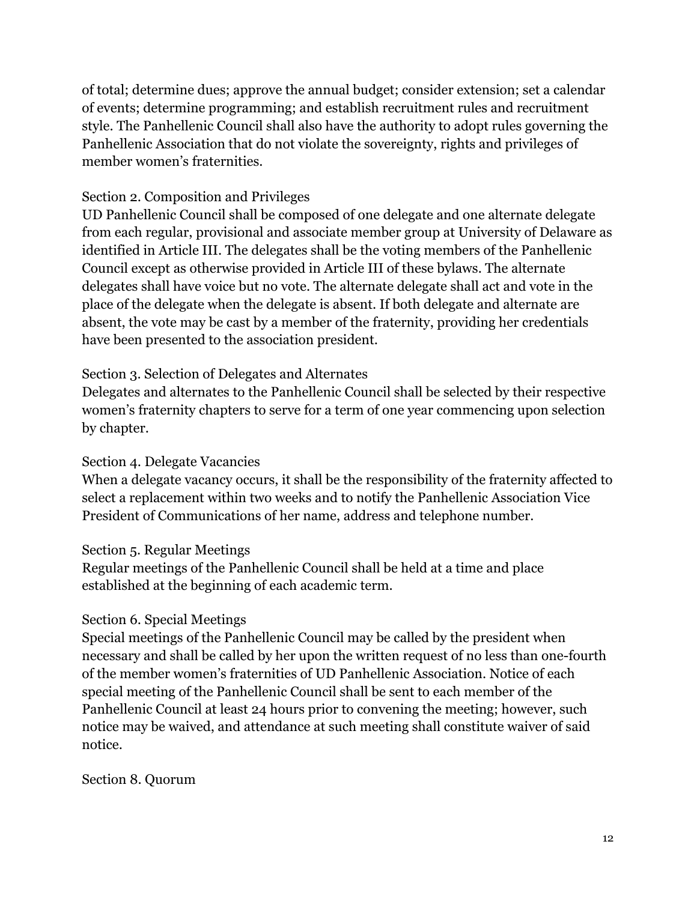of total; determine dues; approve the annual budget; consider extension; set a calendar of events; determine programming; and establish recruitment rules and recruitment style. The Panhellenic Council shall also have the authority to adopt rules governing the Panhellenic Association that do not violate the sovereignty, rights and privileges of member women's fraternities.

Section 2. Composition and Privileges

UD Panhellenic Council shall be composed of one delegate and one alternate delegate from each regular, provisional and associate member group at University of Delaware as identified in Article III. The delegates shall be the voting members of the Panhellenic Council except as otherwise provided in Article III of these bylaws. The alternate delegates shall have voice but no vote. The alternate delegate shall act and vote in the place of the delegate when the delegate is absent. If both delegate and alternate are absent, the vote may be cast by a member of the fraternity, providing her credentials have been presented to the association president.

Section 3. Selection of Delegates and Alternates

Delegates and alternates to the Panhellenic Council shall be selected by their respective women's fraternity chapters to serve for a term of one year commencing upon selection by chapter.

Section 4. Delegate Vacancies

When a delegate vacancy occurs, it shall be the responsibility of the fraternity affected to select a replacement within two weeks and to notify the Panhellenic Association Vice President of Communications of her name, address and telephone number.

Section 5. Regular Meetings

Regular meetings of the Panhellenic Council shall be held at a time and place established at the beginning of each academic term.

Section 6. Special Meetings

Special meetings of the Panhellenic Council may be called by the president when necessary and shall be called by her upon the written request of no less than one-fourth of the member women's fraternities of UD Panhellenic Association. Notice of each special meeting of the Panhellenic Council shall be sent to each member of the Panhellenic Council at least 24 hours prior to convening the meeting; however, such notice may be waived, and attendance at such meeting shall constitute waiver of said notice.

Section 8. Quorum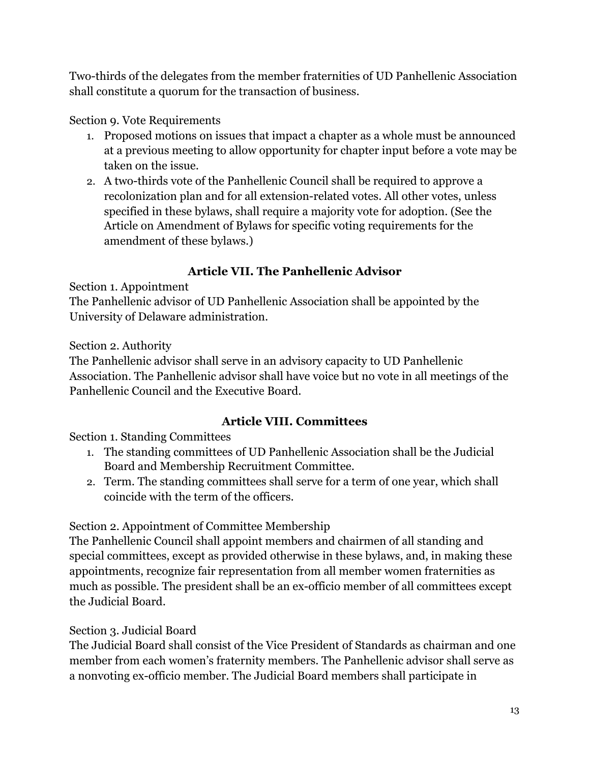Two-thirds of the delegates from the member fraternities of UD Panhellenic Association shall constitute a quorum for the transaction of business.

Section 9. Vote Requirements

1. Proposed motions on issues that impact a chapter as a whole must be announced at a previous meeting to allow opportunity for chapter input before a vote may be taken on the issue.
2. A two-thirds vote of the Panhellenic Council shall be required to approve a recolonization plan and for all extension-related votes. All other votes, unless specified in these bylaws, shall require a majority vote for adoption. (See the Article on Amendment of Bylaws for specific voting requirements for the amendment of these bylaws.)

## Article VII. The Panhellenic Advisor

Section 1. Appointment

The Panhellenic advisor of UD Panhellenic Association shall be appointed by the University of Delaware administration.

Section 2. Authority

The Panhellenic advisor shall serve in an advisory capacity to UD Panhellenic Association. The Panhellenic advisor shall have voice but no vote in all meetings of the Panhellenic Council and the Executive Board.

## Article VIII. Committees

Section 1. Standing Committees

1. The standing committees of UD Panhellenic Association shall be the Judicial Board and Membership Recruitment Committee.
2. Term. The standing committees shall serve for a term of one year, which shall coincide with the term of the officers.

Section 2. Appointment of Committee Membership

The Panhellenic Council shall appoint members and chairmen of all standing and special committees, except as provided otherwise in these bylaws, and, in making these appointments, recognize fair representation from all member women fraternities as much as possible. The president shall be an ex-officio member of all committees except the Judicial Board.

Section 3. Judicial Board

The Judicial Board shall consist of the Vice President of Standards as chairman and one member from each women's fraternity members. The Panhellenic advisor shall serve as a nonvoting ex-officio member. The Judicial Board members shall participate in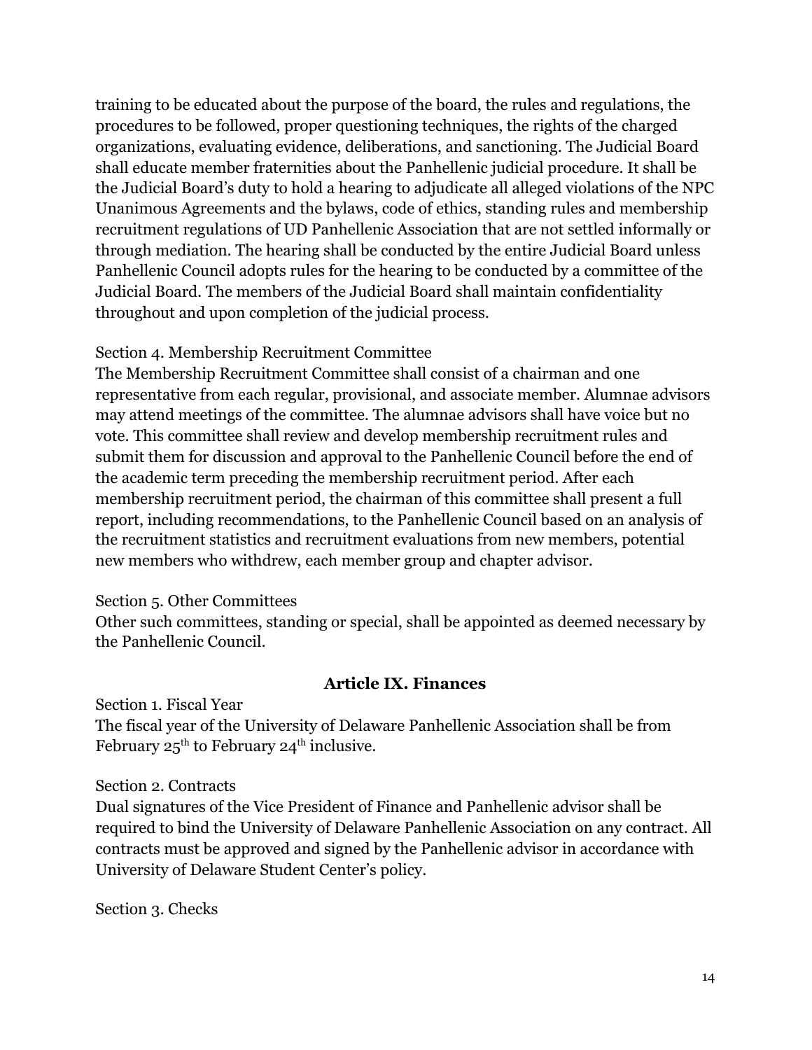training to be educated about the purpose of the board, the rules and regulations, the procedures to be followed, proper questioning techniques, the rights of the charged organizations, evaluating evidence, deliberations, and sanctioning. The Judicial Board shall educate member fraternities about the Panhellenic judicial procedure. It shall be the Judicial Board's duty to hold a hearing to adjudicate all alleged violations of the NPC Unanimous Agreements and the bylaws, code of ethics, standing rules and membership recruitment regulations of UD Panhellenic Association that are not settled informally or through mediation. The hearing shall be conducted by the entire Judicial Board unless Panhellenic Council adopts rules for the hearing to be conducted by a committee of the Judicial Board. The members of the Judicial Board shall maintain confidentiality throughout and upon completion of the judicial process.

Section 4. Membership Recruitment Committee

The Membership Recruitment Committee shall consist of a chairman and one representative from each regular, provisional, and associate member. Alumnae advisors may attend meetings of the committee. The alumnae advisors shall have voice but no vote. This committee shall review and develop membership recruitment rules and submit them for discussion and approval to the Panhellenic Council before the end of the academic term preceding the membership recruitment period. After each membership recruitment period, the chairman of this committee shall present a full report, including recommendations, to the Panhellenic Council based on an analysis of the recruitment statistics and recruitment evaluations from new members, potential new members who withdrew, each member group and chapter advisor.

Section 5. Other Committees

Other such committees, standing or special, shall be appointed as deemed necessary by the Panhellenic Council.

## Article IX. Finances

Section 1. Fiscal Year

The fiscal year of the University of Delaware Panhellenic Association shall be from February 25th to February 24th inclusive.

Section 2. Contracts

Dual signatures of the Vice President of Finance and Panhellenic advisor shall be required to bind the University of Delaware Panhellenic Association on any contract. All contracts must be approved and signed by the Panhellenic advisor in accordance with University of Delaware Student Center's policy.

Section 3. Checks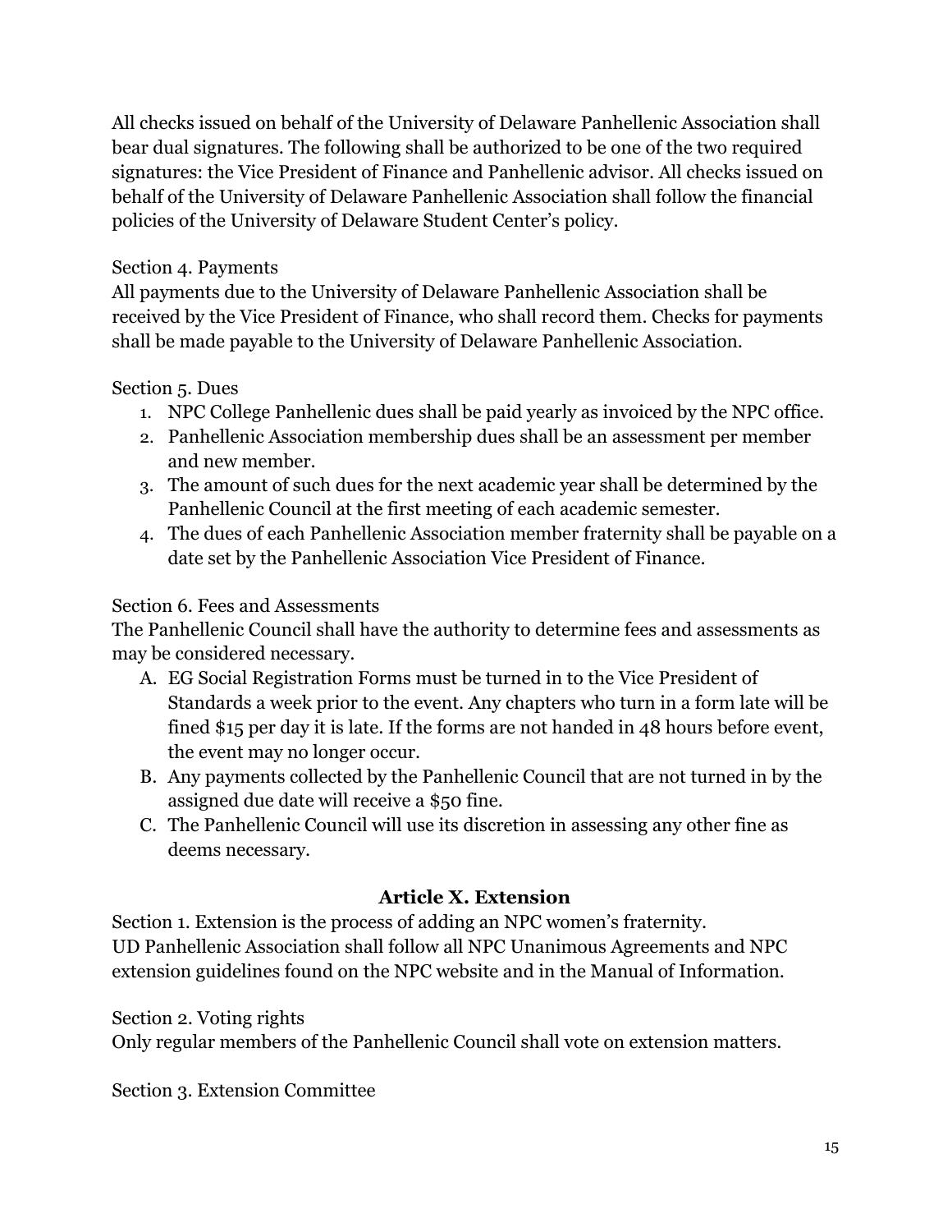All checks issued on behalf of the University of Delaware Panhellenic Association shall bear dual signatures. The following shall be authorized to be one of the two required signatures: the Vice President of Finance and Panhellenic advisor. All checks issued on behalf of the University of Delaware Panhellenic Association shall follow the financial policies of the University of Delaware Student Center's policy.

Section 4. Payments
All payments due to the University of Delaware Panhellenic Association shall be received by the Vice President of Finance, who shall record them. Checks for payments shall be made payable to the University of Delaware Panhellenic Association.

Section 5. Dues

1. NPC College Panhellenic dues shall be paid yearly as invoiced by the NPC office.
2. Panhellenic Association membership dues shall be an assessment per member and new member.
3. The amount of such dues for the next academic year shall be determined by the Panhellenic Council at the first meeting of each academic semester.
4. The dues of each Panhellenic Association member fraternity shall be payable on a date set by the Panhellenic Association Vice President of Finance.

Section 6. Fees and Assessments
The Panhellenic Council shall have the authority to determine fees and assessments as may be considered necessary.

A. EG Social Registration Forms must be turned in to the Vice President of Standards a week prior to the event. Any chapters who turn in a form late will be fined $15 per day it is late. If the forms are not handed in 48 hours before event, the event may no longer occur.
B. Any payments collected by the Panhellenic Council that are not turned in by the assigned due date will receive a $50 fine.
C. The Panhellenic Council will use its discretion in assessing any other fine as deems necessary.

## Article X. Extension

Section 1. Extension is the process of adding an NPC women's fraternity.
UD Panhellenic Association shall follow all NPC Unanimous Agreements and NPC extension guidelines found on the NPC website and in the Manual of Information.

Section 2. Voting rights
Only regular members of the Panhellenic Council shall vote on extension matters.

Section 3. Extension Committee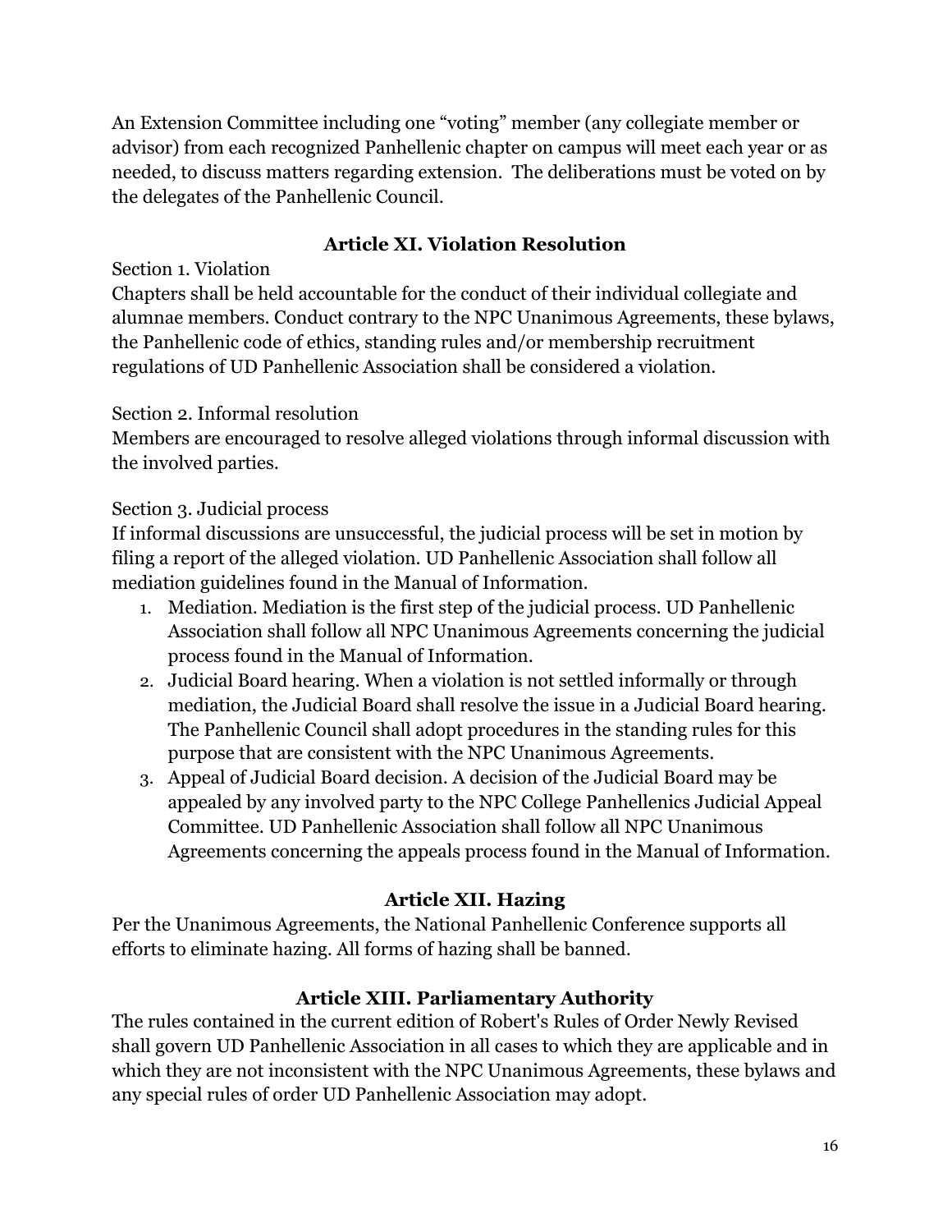An Extension Committee including one “voting” member (any collegiate member or advisor) from each recognized Panhellenic chapter on campus will meet each year or as needed, to discuss matters regarding extension. The deliberations must be voted on by the delegates of the Panhellenic Council.

## Article XI. Violation Resolution

Section 1. Violation
Chapters shall be held accountable for the conduct of their individual collegiate and alumnae members. Conduct contrary to the NPC Unanimous Agreements, these bylaws, the Panhellenic code of ethics, standing rules and/or membership recruitment regulations of UD Panhellenic Association shall be considered a violation.

Section 2. Informal resolution
Members are encouraged to resolve alleged violations through informal discussion with the involved parties.

Section 3. Judicial process
If informal discussions are unsuccessful, the judicial process will be set in motion by filing a report of the alleged violation. UD Panhellenic Association shall follow all mediation guidelines found in the Manual of Information.

1. Mediation. Mediation is the first step of the judicial process. UD Panhellenic Association shall follow all NPC Unanimous Agreements concerning the judicial process found in the Manual of Information.
2. Judicial Board hearing. When a violation is not settled informally or through mediation, the Judicial Board shall resolve the issue in a Judicial Board hearing. The Panhellenic Council shall adopt procedures in the standing rules for this purpose that are consistent with the NPC Unanimous Agreements.
3. Appeal of Judicial Board decision. A decision of the Judicial Board may be appealed by any involved party to the NPC College Panhellenics Judicial Appeal Committee. UD Panhellenic Association shall follow all NPC Unanimous Agreements concerning the appeals process found in the Manual of Information.

## Article XII. Hazing

Per the Unanimous Agreements, the National Panhellenic Conference supports all efforts to eliminate hazing. All forms of hazing shall be banned.

## Article XIII. Parliamentary Authority

The rules contained in the current edition of Robert's Rules of Order Newly Revised shall govern UD Panhellenic Association in all cases to which they are applicable and in which they are not inconsistent with the NPC Unanimous Agreements, these bylaws and any special rules of order UD Panhellenic Association may adopt.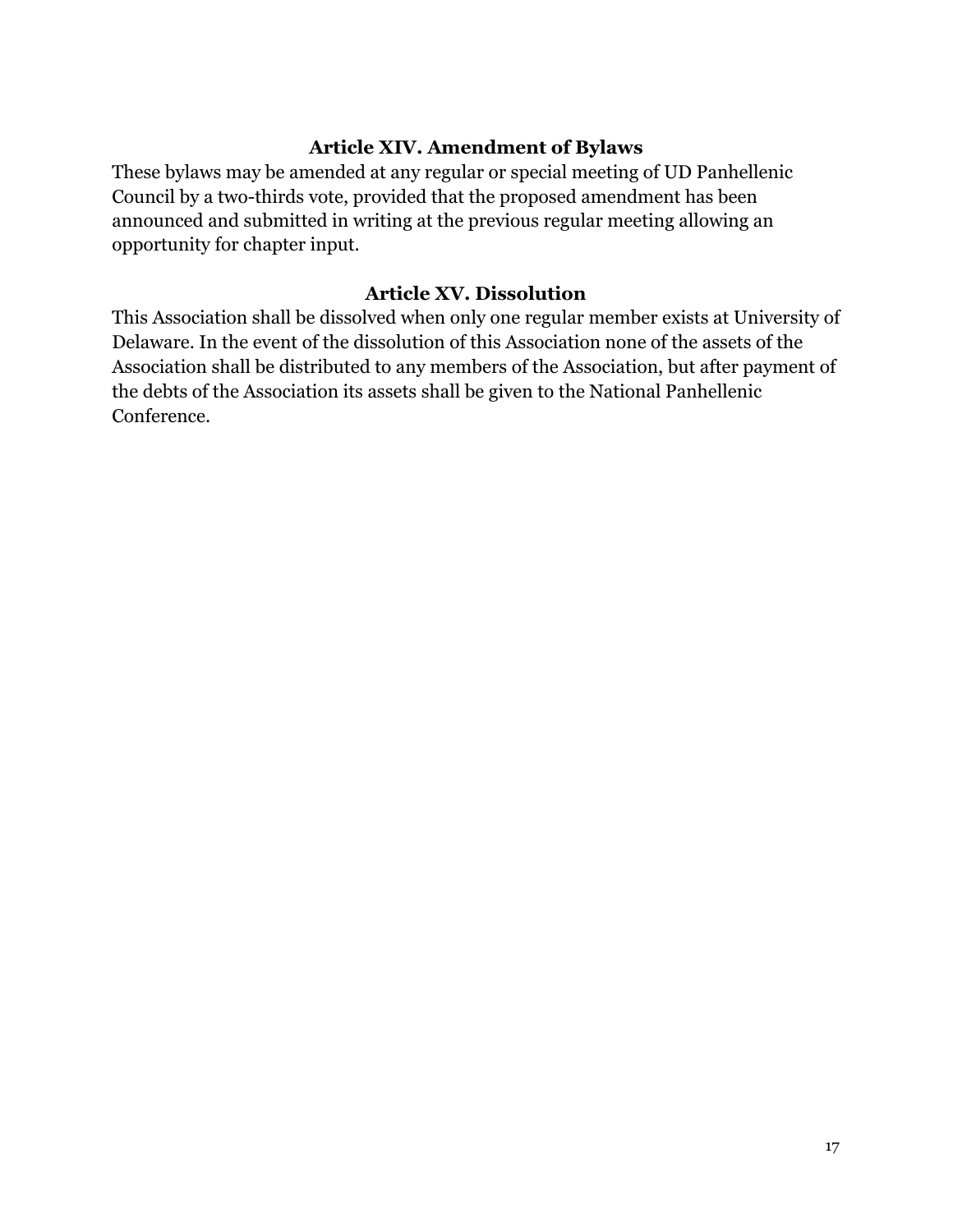## Article XIV. Amendment of Bylaws

These bylaws may be amended at any regular or special meeting of UD Panhellenic Council by a two-thirds vote, provided that the proposed amendment has been announced and submitted in writing at the previous regular meeting allowing an opportunity for chapter input.

## Article XV. Dissolution

This Association shall be dissolved when only one regular member exists at University of Delaware. In the event of the dissolution of this Association none of the assets of the Association shall be distributed to any members of the Association, but after payment of the debts of the Association its assets shall be given to the National Panhellenic Conference.